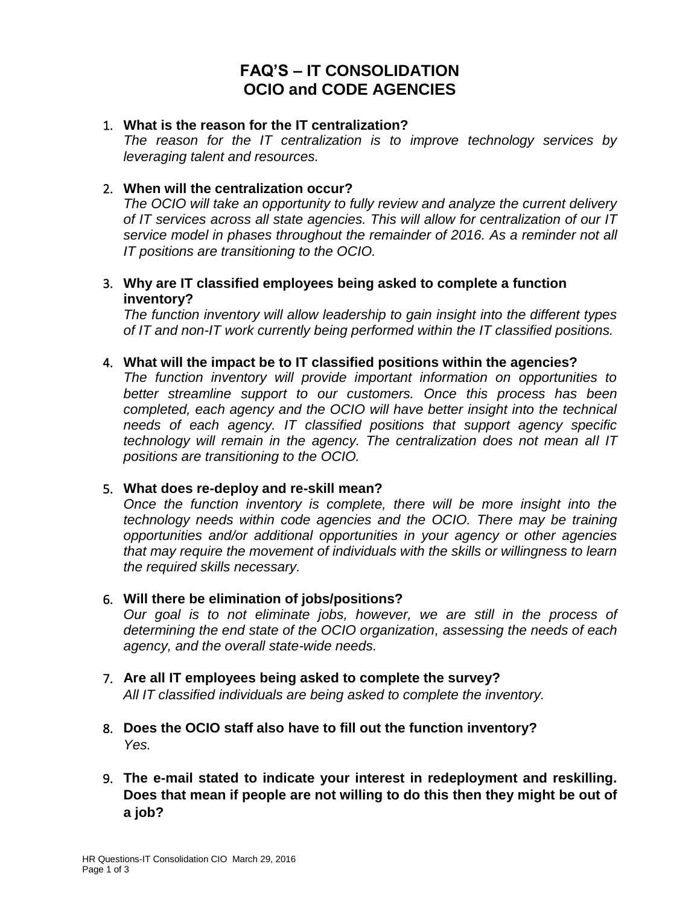# FAQ'S – IT CONSOLIDATION
# OCIO and CODE AGENCIES

1. **What is the reason for the IT centralization?**
   *The reason for the IT centralization is to improve technology services by leveraging talent and resources.*

2. **When will the centralization occur?**
   *The OCIO will take an opportunity to fully review and analyze the current delivery of IT services across all state agencies. This will allow for centralization of our IT service model in phases throughout the remainder of 2016. As a reminder not all IT positions are transitioning to the OCIO.*

3. **Why are IT classified employees being asked to complete a function inventory?**
   *The function inventory will allow leadership to gain insight into the different types of IT and non-IT work currently being performed within the IT classified positions.*

4. **What will the impact be to IT classified positions within the agencies?**
   *The function inventory will provide important information on opportunities to better streamline support to our customers. Once this process has been completed, each agency and the OCIO will have better insight into the technical needs of each agency. IT classified positions that support agency specific technology will remain in the agency. The centralization does not mean all IT positions are transitioning to the OCIO.*

5. **What does re-deploy and re-skill mean?**
   *Once the function inventory is complete, there will be more insight into the technology needs within code agencies and the OCIO. There may be training opportunities and/or additional opportunities in your agency or other agencies that may require the movement of individuals with the skills or willingness to learn the required skills necessary.*

6. **Will there be elimination of jobs/positions?**
   *Our goal is to not eliminate jobs, however, we are still in the process of determining the end state of the OCIO organization, assessing the needs of each agency, and the overall state-wide needs.*

7. **Are all IT employees being asked to complete the survey?**
   *All IT classified individuals are being asked to complete the inventory.*

8. **Does the OCIO staff also have to fill out the function inventory?**
   *Yes.*

9. **The e-mail stated to indicate your interest in redeployment and reskilling. Does that mean if people are not willing to do this then they might be out of a job?**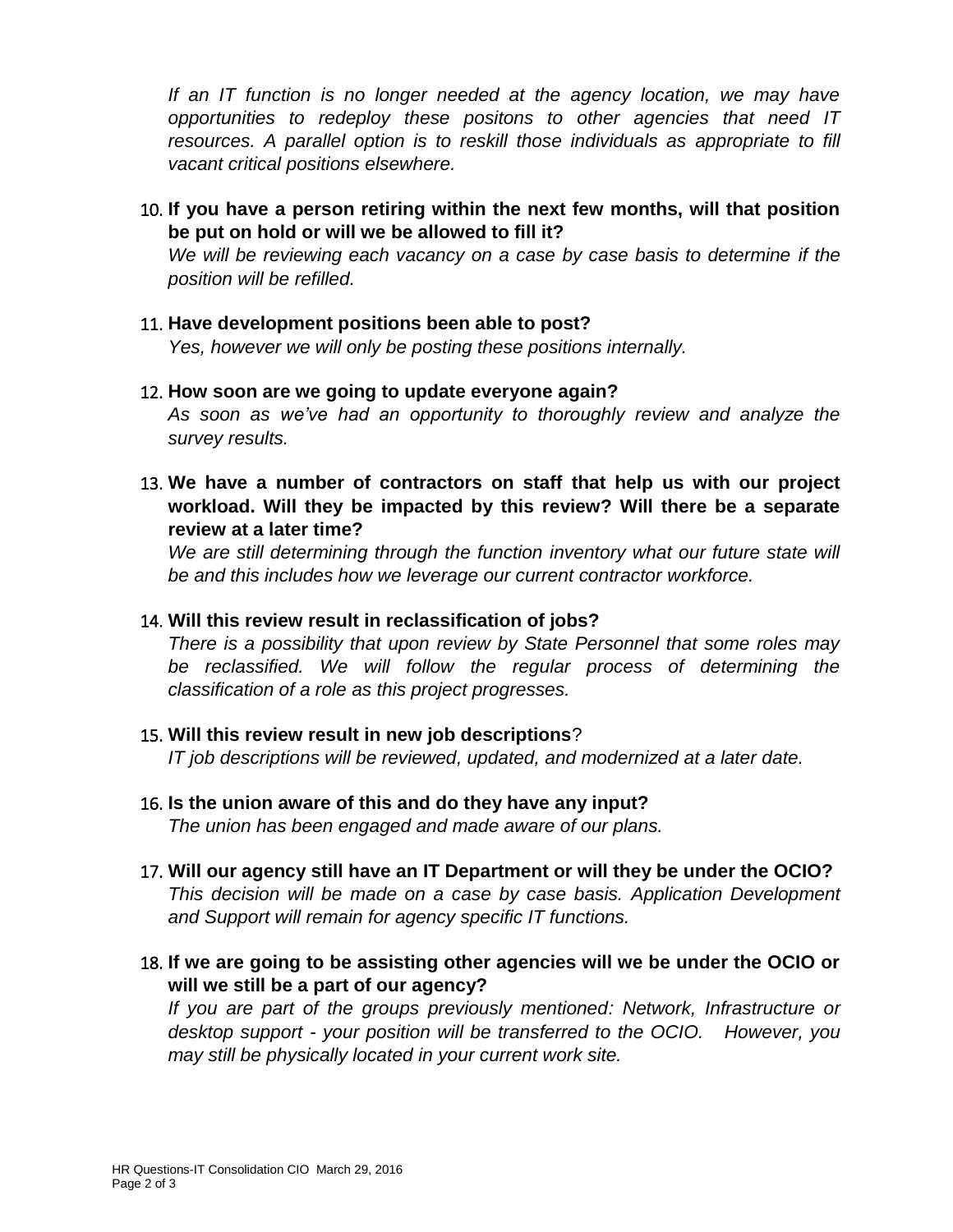*If an IT function is no longer needed at the agency location, we may have opportunities to redeploy these positons to other agencies that need IT resources. A parallel option is to reskill those individuals as appropriate to fill vacant critical positions elsewhere.*

10. **If you have a person retiring within the next few months, will that position be put on hold or will we be allowed to fill it?**
    *We will be reviewing each vacancy on a case by case basis to determine if the position will be refilled.*

11. **Have development positions been able to post?**
    *Yes, however we will only be posting these positions internally.*

12. **How soon are we going to update everyone again?**
    *As soon as we've had an opportunity to thoroughly review and analyze the survey results.*

13. **We have a number of contractors on staff that help us with our project workload. Will they be impacted by this review? Will there be a separate review at a later time?**
    *We are still determining through the function inventory what our future state will be and this includes how we leverage our current contractor workforce.*

14. **Will this review result in reclassification of jobs?**
    *There is a possibility that upon review by State Personnel that some roles may be reclassified. We will follow the regular process of determining the classification of a role as this project progresses.*

15. **Will this review result in new job descriptions**?
    *IT job descriptions will be reviewed, updated, and modernized at a later date.*

16. **Is the union aware of this and do they have any input?**
    *The union has been engaged and made aware of our plans.*

17. **Will our agency still have an IT Department or will they be under the OCIO?**
    *This decision will be made on a case by case basis. Application Development and Support will remain for agency specific IT functions.*

18. **If we are going to be assisting other agencies will we be under the OCIO or will we still be a part of our agency?**
    *If you are part of the groups previously mentioned: Network, Infrastructure or desktop support - your position will be transferred to the OCIO. However, you may still be physically located in your current work site.*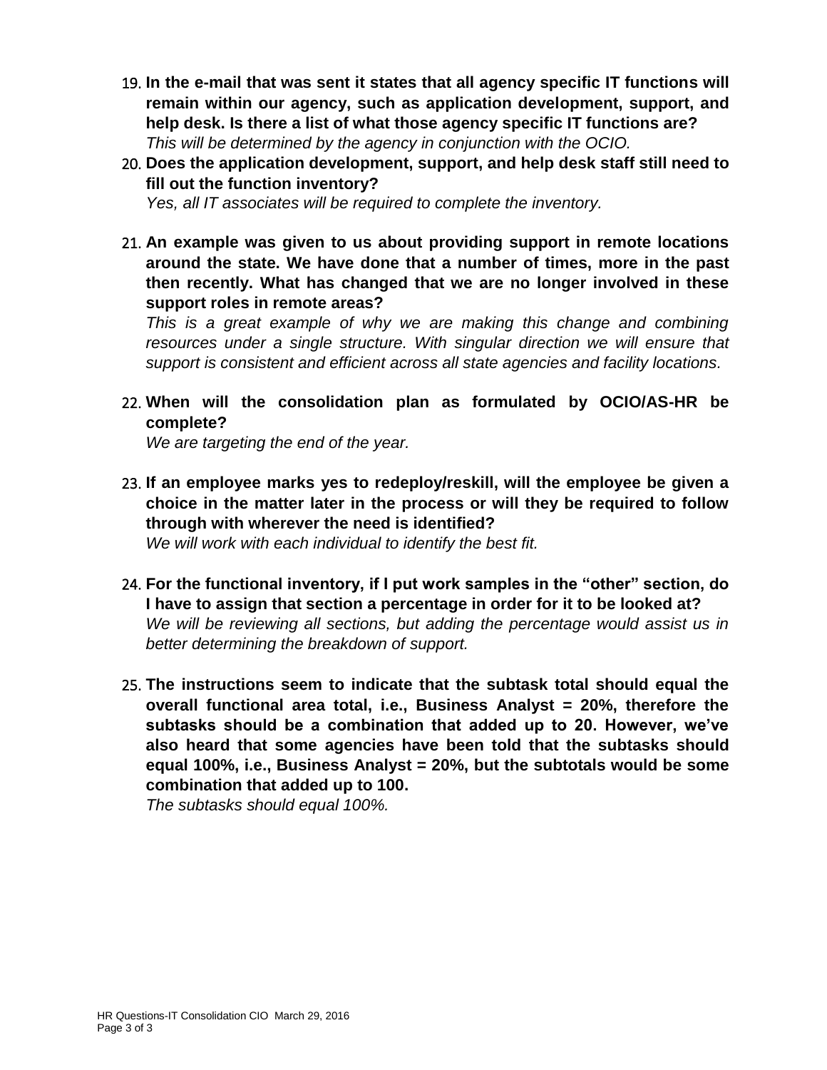19. **In the e-mail that was sent it states that all agency specific IT functions will remain within our agency, such as application development, support, and help desk. Is there a list of what those agency specific IT functions are?**
    *This will be determined by the agency in conjunction with the OCIO.*

20. **Does the application development, support, and help desk staff still need to fill out the function inventory?**
    *Yes, all IT associates will be required to complete the inventory.*

21. **An example was given to us about providing support in remote locations around the state. We have done that a number of times, more in the past then recently. What has changed that we are no longer involved in these support roles in remote areas?**
    *This is a great example of why we are making this change and combining resources under a single structure. With singular direction we will ensure that support is consistent and efficient across all state agencies and facility locations.*

22. **When will the consolidation plan as formulated by OCIO/AS-HR be complete?**
    *We are targeting the end of the year.*

23. **If an employee marks yes to redeploy/reskill, will the employee be given a choice in the matter later in the process or will they be required to follow through with wherever the need is identified?**
    *We will work with each individual to identify the best fit.*

24. **For the functional inventory, if I put work samples in the "other" section, do I have to assign that section a percentage in order for it to be looked at?**
    *We will be reviewing all sections, but adding the percentage would assist us in better determining the breakdown of support.*

25. **The instructions seem to indicate that the subtask total should equal the overall functional area total, i.e., Business Analyst = 20%, therefore the subtasks should be a combination that added up to 20. However, we've also heard that some agencies have been told that the subtasks should equal 100%, i.e., Business Analyst = 20%, but the subtotals would be some combination that added up to 100.**
    *The subtasks should equal 100%.*